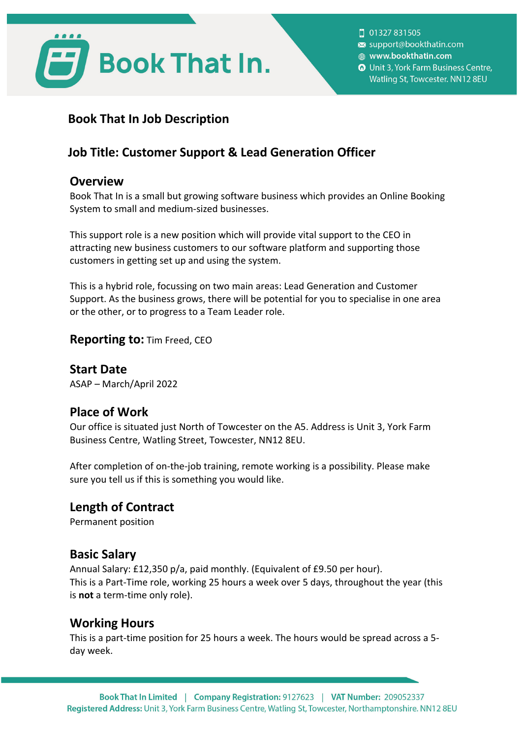# Book That In Job Description

## Job Title: Customer Support & Lead Generation Officer

### Overview

Book That In is a small but growing software business which provides an Online Booking System to small and medium-sized businesses.

This support role is a new position which will provide vital support to the CEO in attracting new business customers to our software platform and supporting those customers in getting set up and using the system.

This is a hybrid role, focussing on two main areas: Lead Generation and Customer Support. As the business grows, there will be potential for you to specialise in one area or the other, or to progress to a Team Leader role.

### Reporting to: Tim Freed, CEO

### Start Date

ASAP – March/April 2022

### Place of Work

Our office is situated just North of Towcester on the A5. Address is Unit 3, York Farm Business Centre, Watling Street, Towcester, NN12 8EU.

After completion of on-the-job training, remote working is a possibility. Please make sure you tell us if this is something you would like.

### Length of Contract

Permanent position

### Basic Salary

Annual Salary: £12,350 p/a, paid monthly. (Equivalent of £9.50 per hour).
This is a Part-Time role, working 25 hours a week over 5 days, throughout the year (this is **not** a term-time only role).

### Working Hours

This is a part-time position for 25 hours a week. The hours would be spread across a 5-day week.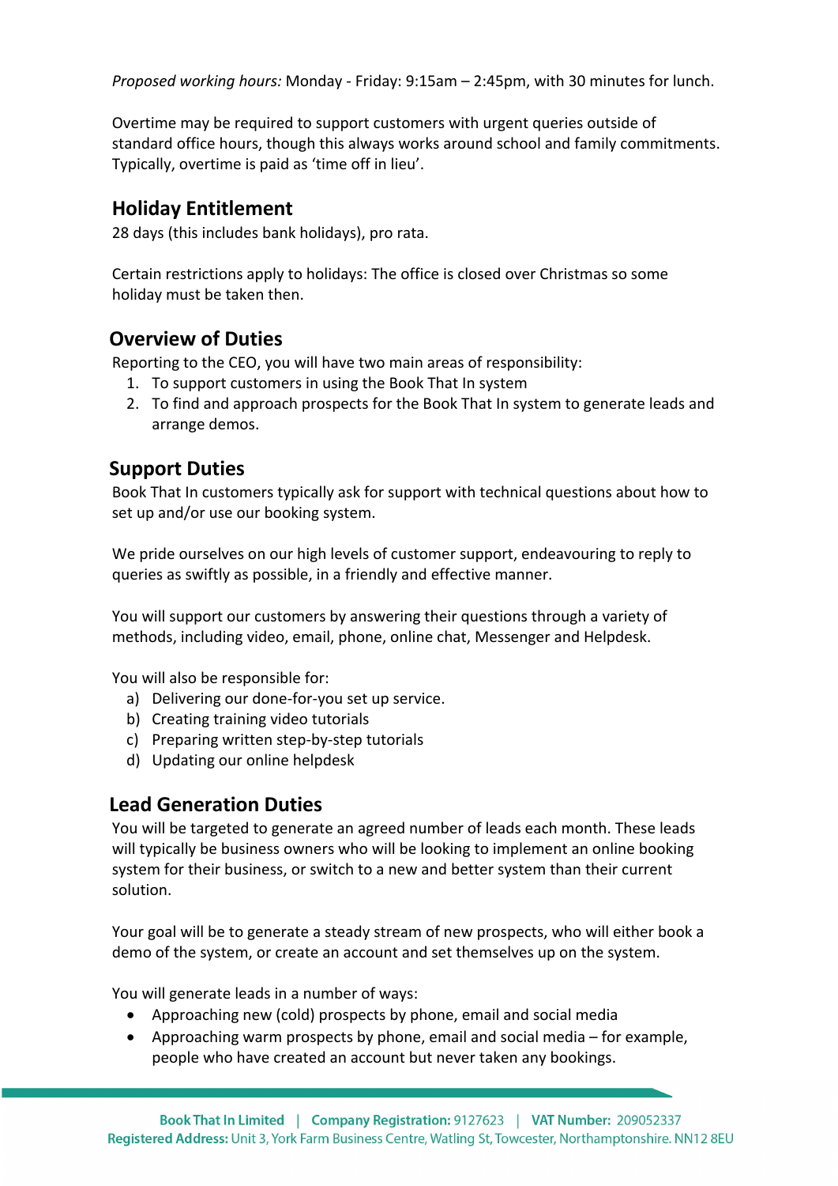*Proposed working hours:* Monday - Friday: 9:15am – 2:45pm, with 30 minutes for lunch.

Overtime may be required to support customers with urgent queries outside of standard office hours, though this always works around school and family commitments. Typically, overtime is paid as 'time off in lieu'.

## Holiday Entitlement

28 days (this includes bank holidays), pro rata.

Certain restrictions apply to holidays: The office is closed over Christmas so some holiday must be taken then.

## Overview of Duties

Reporting to the CEO, you will have two main areas of responsibility:

1. To support customers in using the Book That In system
2. To find and approach prospects for the Book That In system to generate leads and arrange demos.

## Support Duties

Book That In customers typically ask for support with technical questions about how to set up and/or use our booking system.

We pride ourselves on our high levels of customer support, endeavouring to reply to queries as swiftly as possible, in a friendly and effective manner.

You will support our customers by answering their questions through a variety of methods, including video, email, phone, online chat, Messenger and Helpdesk.

You will also be responsible for:

a) Delivering our done-for-you set up service.
b) Creating training video tutorials
c) Preparing written step-by-step tutorials
d) Updating our online helpdesk

## Lead Generation Duties

You will be targeted to generate an agreed number of leads each month. These leads will typically be business owners who will be looking to implement an online booking system for their business, or switch to a new and better system than their current solution.

Your goal will be to generate a steady stream of new prospects, who will either book a demo of the system, or create an account and set themselves up on the system.

You will generate leads in a number of ways:

- Approaching new (cold) prospects by phone, email and social media
- Approaching warm prospects by phone, email and social media – for example, people who have created an account but never taken any bookings.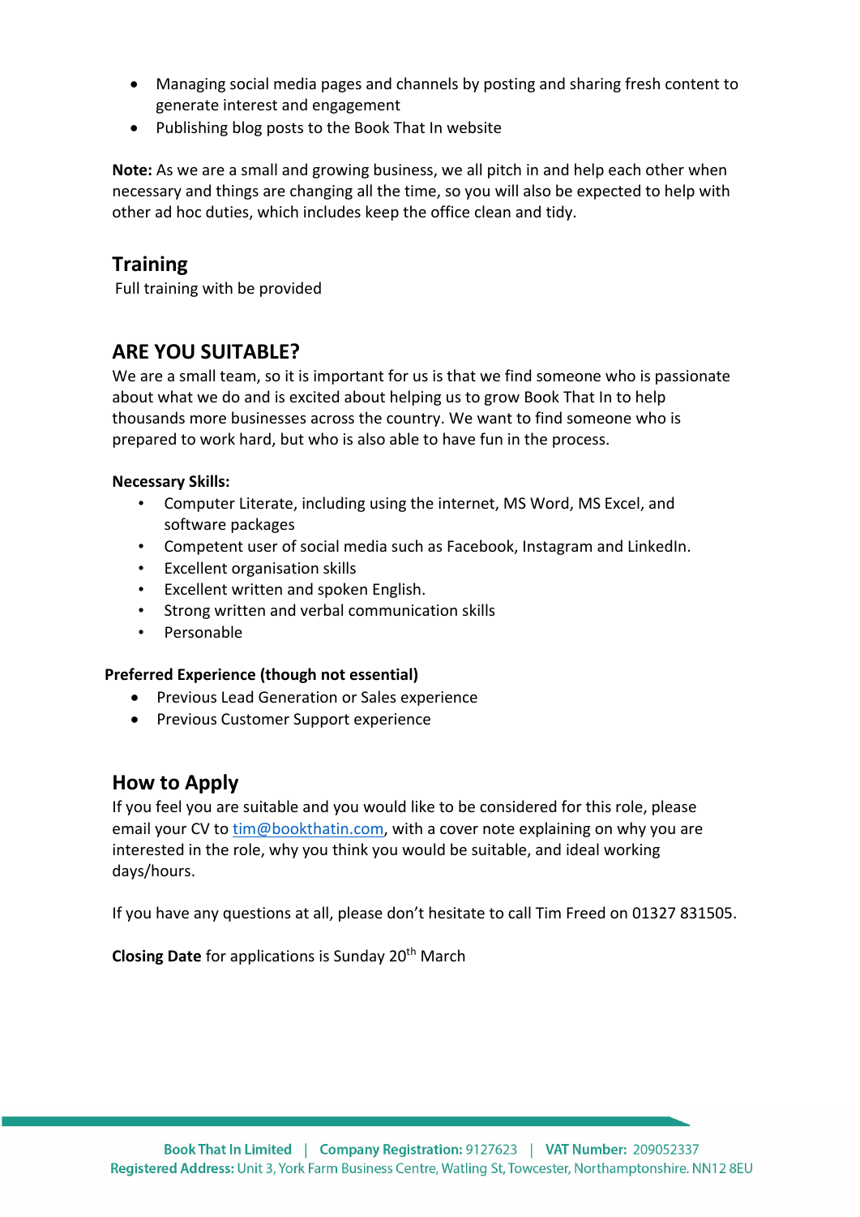- Managing social media pages and channels by posting and sharing fresh content to generate interest and engagement
- Publishing blog posts to the Book That In website

**Note:** As we are a small and growing business, we all pitch in and help each other when necessary and things are changing all the time, so you will also be expected to help with other ad hoc duties, which includes keep the office clean and tidy.

## Training

Full training with be provided

## ARE YOU SUITABLE?

We are a small team, so it is important for us is that we find someone who is passionate about what we do and is excited about helping us to grow Book That In to help thousands more businesses across the country. We want to find someone who is prepared to work hard, but who is also able to have fun in the process.

**Necessary Skills:**

- Computer Literate, including using the internet, MS Word, MS Excel, and software packages
- Competent user of social media such as Facebook, Instagram and LinkedIn.
- Excellent organisation skills
- Excellent written and spoken English.
- Strong written and verbal communication skills
- Personable

**Preferred Experience (though not essential)**

- Previous Lead Generation or Sales experience
- Previous Customer Support experience

## How to Apply

If you feel you are suitable and you would like to be considered for this role, please email your CV to tim@bookthatin.com, with a cover note explaining on why you are interested in the role, why you think you would be suitable, and ideal working days/hours.

If you have any questions at all, please don't hesitate to call Tim Freed on 01327 831505.

**Closing Date** for applications is Sunday 20th March

**Book That In Limited** | **Company Registration:** 9127623 | **VAT Number:** 209052337
**Registered Address:** Unit 3, York Farm Business Centre, Watling St, Towcester, Northamptonshire. NN12 8EU